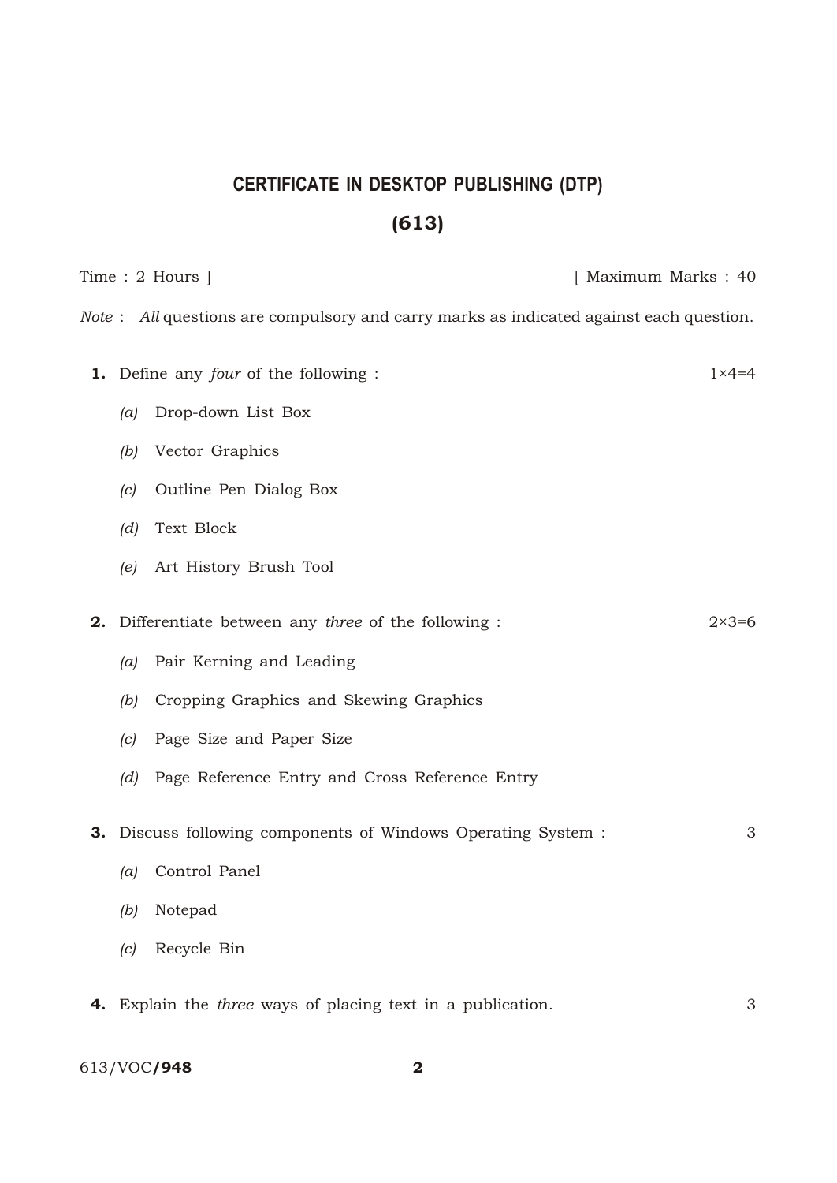# CERTIFICATE IN DESKTOP PUBLISHING (DTP)

## (613)

Time : 2 Hours ] [ Maximum Marks : 40

*Note* : *All* questions are compulsory and carry marks as indicated against each question.

**1.** Define any *four* of the following : 1×4=4

*(a)* Drop-down List Box

*(b)* Vector Graphics

*(c)* Outline Pen Dialog Box

*(d)* Text Block

*(e)* Art History Brush Tool

**2.** Differentiate between any *three* of the following : 2×3=6

*(a)* Pair Kerning and Leading

*(b)* Cropping Graphics and Skewing Graphics

*(c)* Page Size and Paper Size

*(d)* Page Reference Entry and Cross Reference Entry

**3.** Discuss following components of Windows Operating System : 3

*(a)* Control Panel

*(b)* Notepad

*(c)* Recycle Bin

**4.** Explain the *three* ways of placing text in a publication. 3

613/VOC/**948**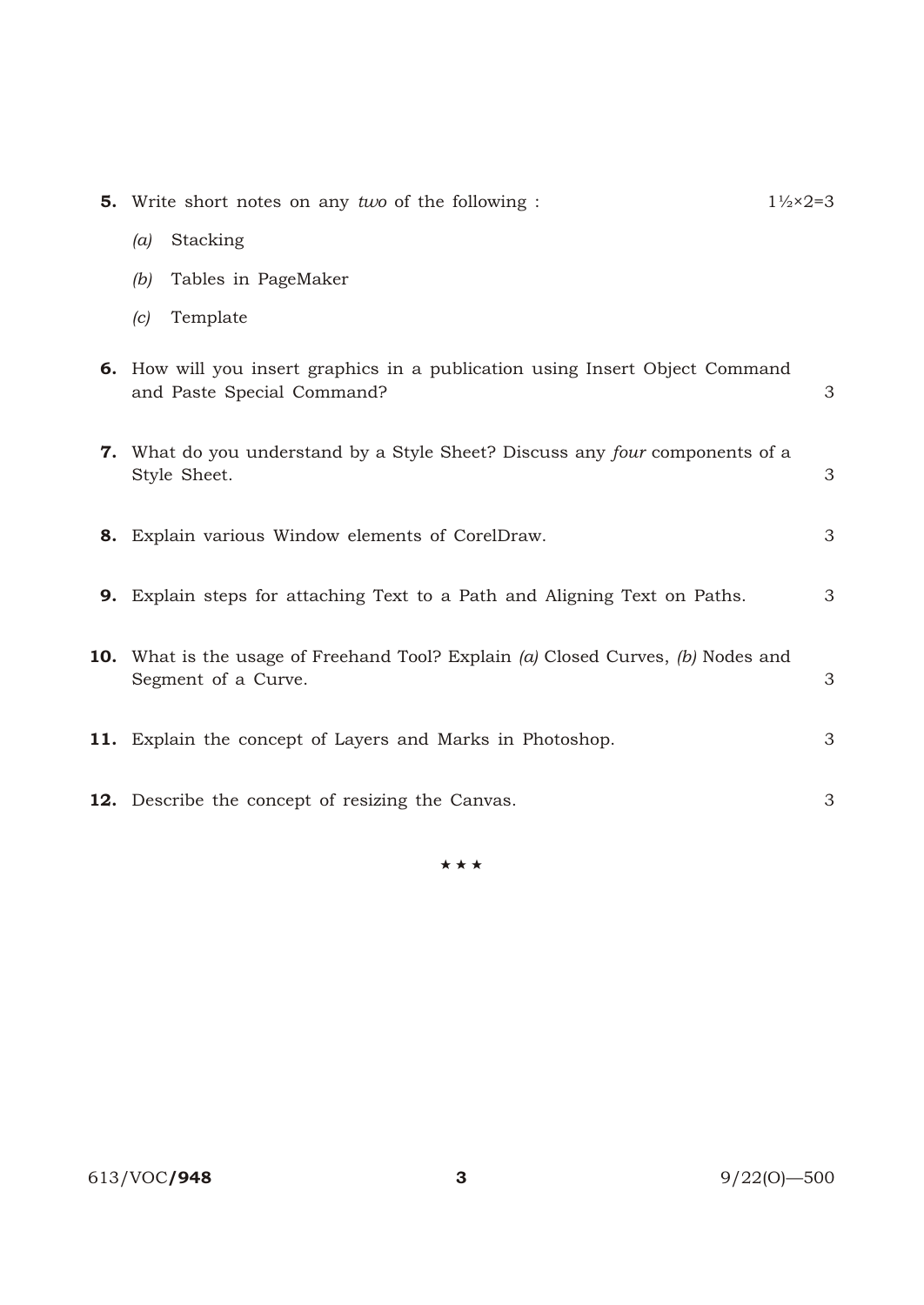**5.** Write short notes on any *two* of the following : 1½×2=3

(a) Stacking

(b) Tables in PageMaker

(c) Template

**6.** How will you insert graphics in a publication using Insert Object Command and Paste Special Command? 3

**7.** What do you understand by a Style Sheet? Discuss any *four* components of a Style Sheet. 3

**8.** Explain various Window elements of CorelDraw. 3

**9.** Explain steps for attaching Text to a Path and Aligning Text on Paths. 3

**10.** What is the usage of Freehand Tool? Explain *(a)* Closed Curves, *(b)* Nodes and Segment of a Curve. 3

**11.** Explain the concept of Layers and Marks in Photoshop. 3

**12.** Describe the concept of resizing the Canvas. 3

★ ★ ★

613/VOC/**948** 9/22(O)—500